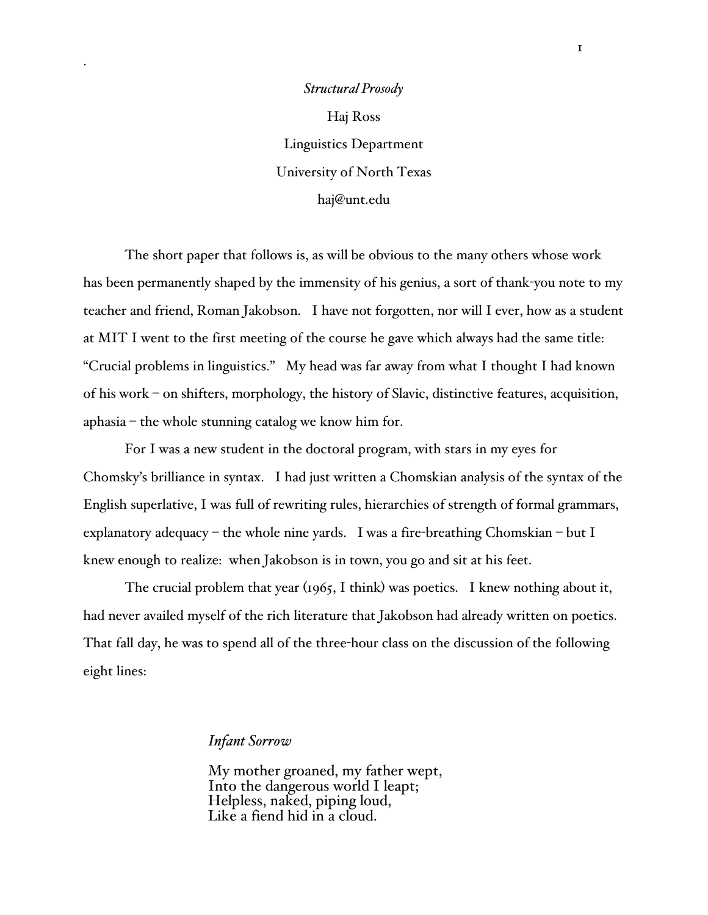*Structural Prosody*

Haj Ross

Linguistics Department

University of North Texas

haj@unt.edu

The short paper that follows is, as will be obvious to the many others whose work has been permanently shaped by the immensity of his genius, a sort of thank-you note to my teacher and friend, Roman Jakobson. I have not forgotten, nor will I ever, how as a student at MIT I went to the first meeting of the course he gave which always had the same title: "Crucial problems in linguistics." My head was far away from what I thought I had known of his work – on shifters, morphology, the history of Slavic, distinctive features, acquisition, aphasia – the whole stunning catalog we know him for.

For I was a new student in the doctoral program, with stars in my eyes for Chomsky's brilliance in syntax. I had just written a Chomskian analysis of the syntax of the English superlative, I was full of rewriting rules, hierarchies of strength of formal grammars, explanatory adequacy – the whole nine yards. I was a fire-breathing Chomskian – but I knew enough to realize: when Jakobson is in town, you go and sit at his feet.

The crucial problem that year (1965, I think) was poetics. I knew nothing about it, had never availed myself of the rich literature that Jakobson had already written on poetics. That fall day, he was to spend all of the three-hour class on the discussion of the following eight lines:

*Infant Sorrow*

My mother groaned, my father wept,
Into the dangerous world I leapt;
Helpless, naked, piping loud,
Like a fiend hid in a cloud.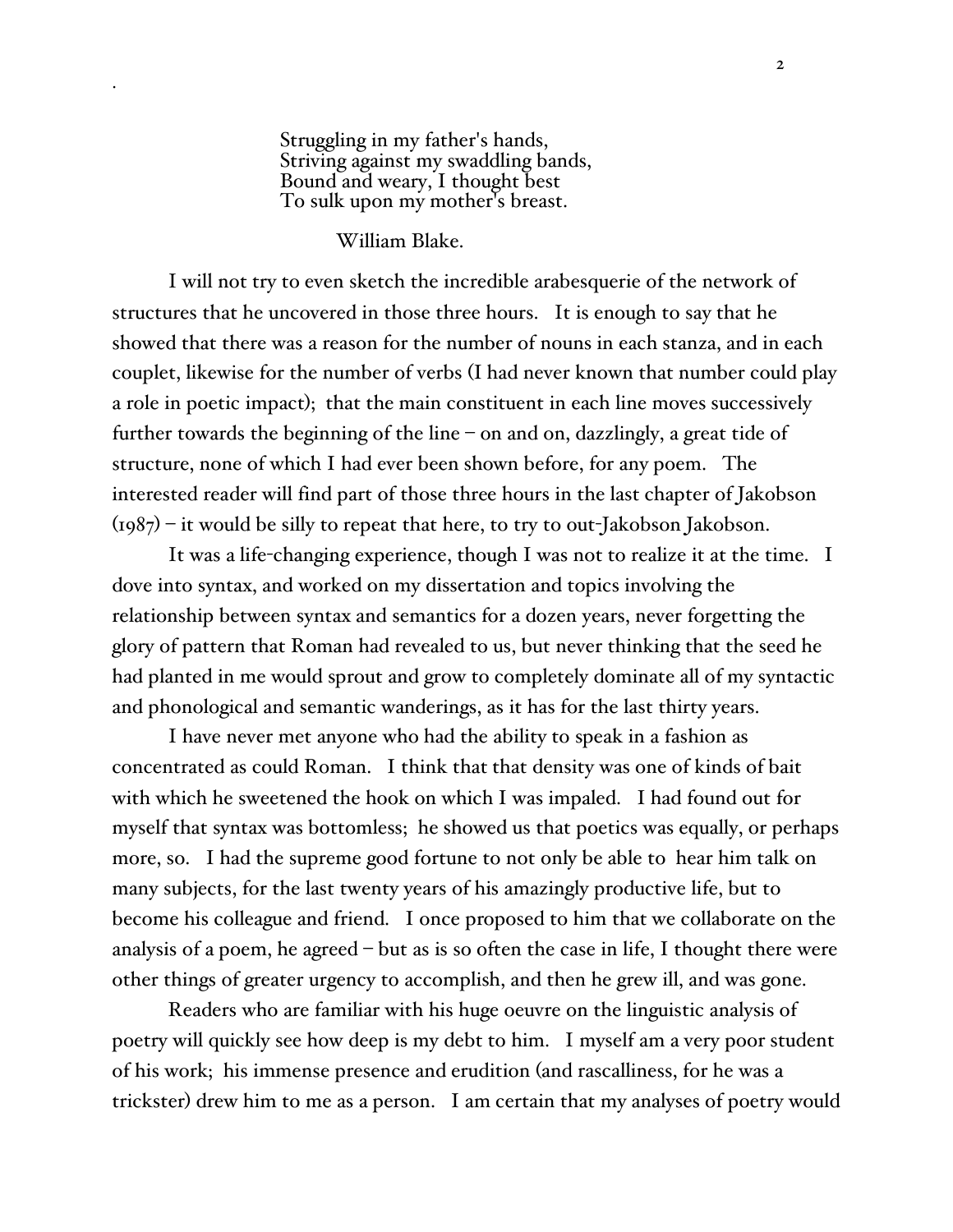Struggling in my father's hands,  
Striving against my swaddling bands,  
Bound and weary, I thought best  
To sulk upon my mother's breast.

William Blake.

I will not try to even sketch the incredible arabesquerie of the network of structures that he uncovered in those three hours. It is enough to say that he showed that there was a reason for the number of nouns in each stanza, and in each couplet, likewise for the number of verbs (I had never known that number could play a role in poetic impact); that the main constituent in each line moves successively further towards the beginning of the line – on and on, dazzlingly, a great tide of structure, none of which I had ever been shown before, for any poem. The interested reader will find part of those three hours in the last chapter of Jakobson (1987) – it would be silly to repeat that here, to try to out-Jakobson Jakobson.

It was a life-changing experience, though I was not to realize it at the time. I dove into syntax, and worked on my dissertation and topics involving the relationship between syntax and semantics for a dozen years, never forgetting the glory of pattern that Roman had revealed to us, but never thinking that the seed he had planted in me would sprout and grow to completely dominate all of my syntactic and phonological and semantic wanderings, as it has for the last thirty years.

I have never met anyone who had the ability to speak in a fashion as concentrated as could Roman. I think that that density was one of kinds of bait with which he sweetened the hook on which I was impaled. I had found out for myself that syntax was bottomless; he showed us that poetics was equally, or perhaps more, so. I had the supreme good fortune to not only be able to hear him talk on many subjects, for the last twenty years of his amazingly productive life, but to become his colleague and friend. I once proposed to him that we collaborate on the analysis of a poem, he agreed – but as is so often the case in life, I thought there were other things of greater urgency to accomplish, and then he grew ill, and was gone.

Readers who are familiar with his huge oeuvre on the linguistic analysis of poetry will quickly see how deep is my debt to him. I myself am a very poor student of his work; his immense presence and erudition (and rascalliness, for he was a trickster) drew him to me as a person. I am certain that my analyses of poetry would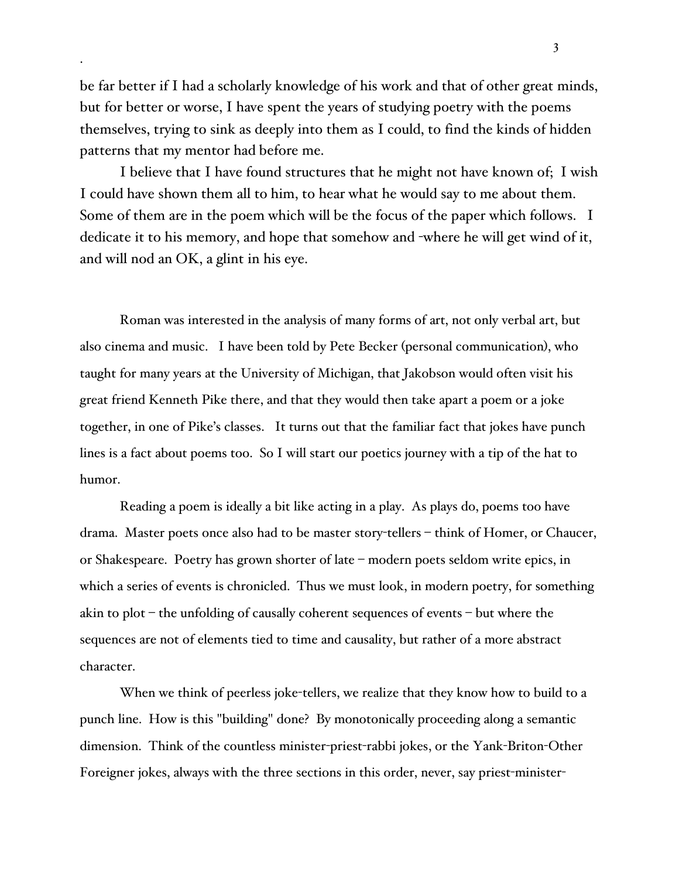be far better if I had a scholarly knowledge of his work and that of other great minds, but for better or worse, I have spent the years of studying poetry with the poems themselves, trying to sink as deeply into them as I could, to find the kinds of hidden patterns that my mentor had before me.

I believe that I have found structures that he might not have known of; I wish I could have shown them all to him, to hear what he would say to me about them. Some of them are in the poem which will be the focus of the paper which follows. I dedicate it to his memory, and hope that somehow and -where he will get wind of it, and will nod an OK, a glint in his eye.

Roman was interested in the analysis of many forms of art, not only verbal art, but also cinema and music. I have been told by Pete Becker (personal communication), who taught for many years at the University of Michigan, that Jakobson would often visit his great friend Kenneth Pike there, and that they would then take apart a poem or a joke together, in one of Pike's classes. It turns out that the familiar fact that jokes have punch lines is a fact about poems too. So I will start our poetics journey with a tip of the hat to humor.

Reading a poem is ideally a bit like acting in a play. As plays do, poems too have drama. Master poets once also had to be master story-tellers – think of Homer, or Chaucer, or Shakespeare. Poetry has grown shorter of late – modern poets seldom write epics, in which a series of events is chronicled. Thus we must look, in modern poetry, for something akin to plot – the unfolding of causally coherent sequences of events – but where the sequences are not of elements tied to time and causality, but rather of a more abstract character.

When we think of peerless joke-tellers, we realize that they know how to build to a punch line. How is this "building" done? By monotonically proceeding along a semantic dimension. Think of the countless minister-priest-rabbi jokes, or the Yank-Briton-Other Foreigner jokes, always with the three sections in this order, never, say priest-minister-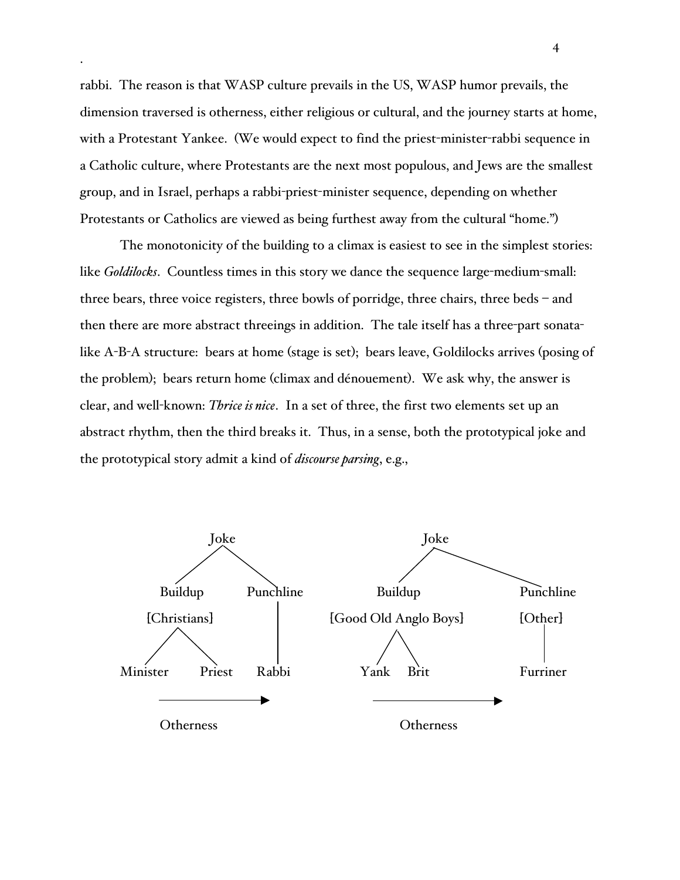rabbi. The reason is that WASP culture prevails in the US, WASP humor prevails, the dimension traversed is otherness, either religious or cultural, and the journey starts at home, with a Protestant Yankee. (We would expect to find the priest-minister-rabbi sequence in a Catholic culture, where Protestants are the next most populous, and Jews are the smallest group, and in Israel, perhaps a rabbi-priest-minister sequence, depending on whether Protestants or Catholics are viewed as being furthest away from the cultural "home.")

The monotonicity of the building to a climax is easiest to see in the simplest stories: like *Goldilocks*. Countless times in this story we dance the sequence large-medium-small: three bears, three voice registers, three bowls of porridge, three chairs, three beds – and then there are more abstract threeings in addition. The tale itself has a three-part sonata-like A-B-A structure: bears at home (stage is set); bears leave, Goldilocks arrives (posing of the problem); bears return home (climax and dénouement). We ask why, the answer is clear, and well-known: *Thrice is nice*. In a set of three, the first two elements set up an abstract rhythm, then the third breaks it. Thus, in a sense, both the prototypical joke and the prototypical story admit a kind of *discourse parsing*, e.g.,

```
              Joke                                  Joke
             /    \                                /    \
       Buildup    Punchline                  Buildup          Punchline
     [Christians]     |            [Good Old Anglo Boys]        [Other]
       /      \       |                    /    \                  |
  Minister   Priest  Rabbi              Yank    Brit            Furriner

   ------------------>                    ------------------>
       Otherness                              Otherness
```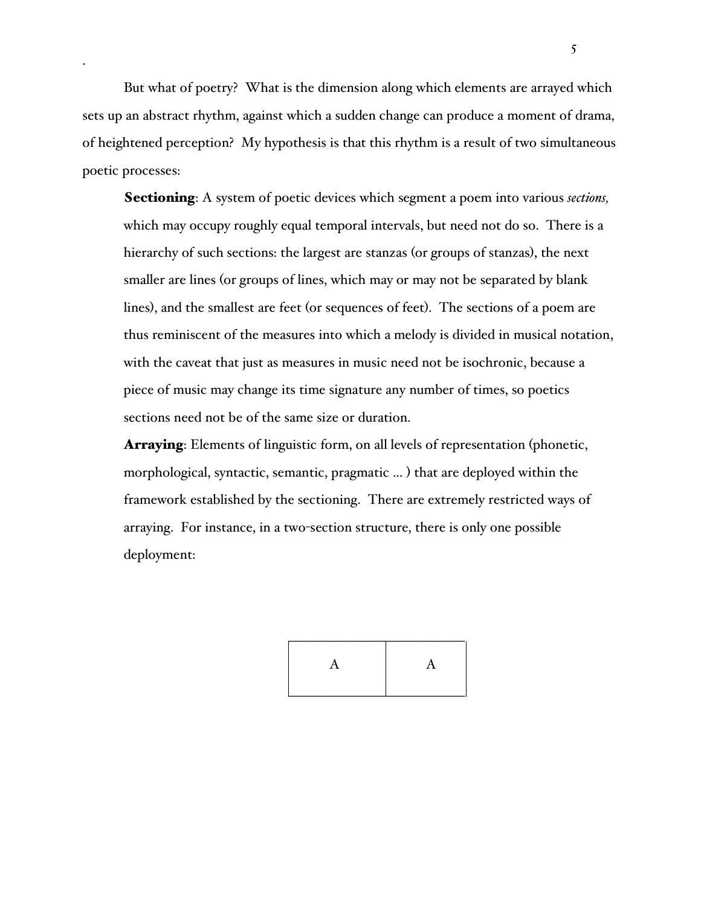But what of poetry? What is the dimension along which elements are arrayed which sets up an abstract rhythm, against which a sudden change can produce a moment of drama, of heightened perception? My hypothesis is that this rhythm is a result of two simultaneous poetic processes:

**Sectioning**: A system of poetic devices which segment a poem into various *sections,* which may occupy roughly equal temporal intervals, but need not do so. There is a hierarchy of such sections: the largest are stanzas (or groups of stanzas), the next smaller are lines (or groups of lines, which may or may not be separated by blank lines), and the smallest are feet (or sequences of feet). The sections of a poem are thus reminiscent of the measures into which a melody is divided in musical notation, with the caveat that just as measures in music need not be isochronic, because a piece of music may change its time signature any number of times, so poetics sections need not be of the same size or duration.

**Arraying**: Elements of linguistic form, on all levels of representation (phonetic, morphological, syntactic, semantic, pragmatic ... ) that are deployed within the framework established by the sectioning. There are extremely restricted ways of arraying. For instance, in a two-section structure, there is only one possible deployment:

| A | A |
|---|---|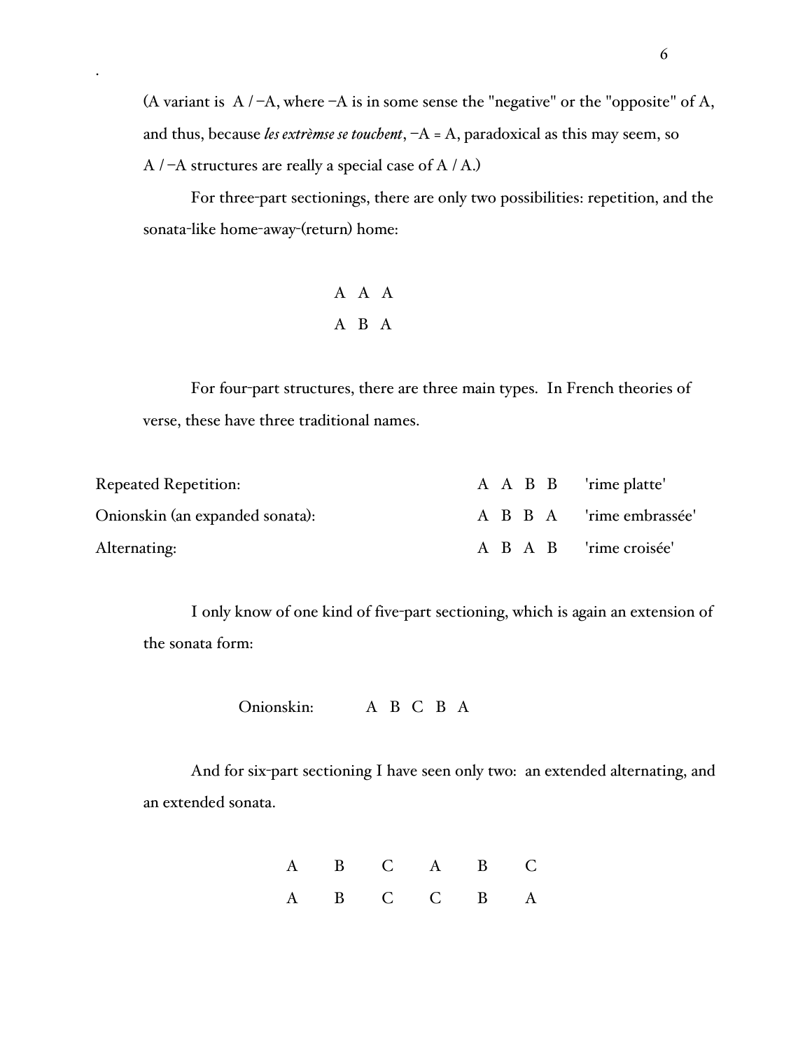(A variant is A / −A, where −A is in some sense the "negative" or the "opposite" of A, and thus, because *les extrèmse se touchent*, −A = A, paradoxical as this may seem, so A / −A structures are really a special case of A / A.)

For three-part sectionings, there are only two possibilities: repetition, and the sonata-like home-away-(return) home:

A A A
A B A

For four-part structures, there are three main types. In French theories of verse, these have three traditional names.

| | | |
|---|---|---|
| Repeated Repetition: | A A B B | 'rime platte' |
| Onionskin (an expanded sonata): | A B B A | 'rime embrassée' |
| Alternating: | A B A B | 'rime croisée' |

I only know of one kind of five-part sectioning, which is again an extension of the sonata form:

Onionskin: A B C B A

And for six-part sectioning I have seen only two: an extended alternating, and an extended sonata.

A B C A B C
A B C C B A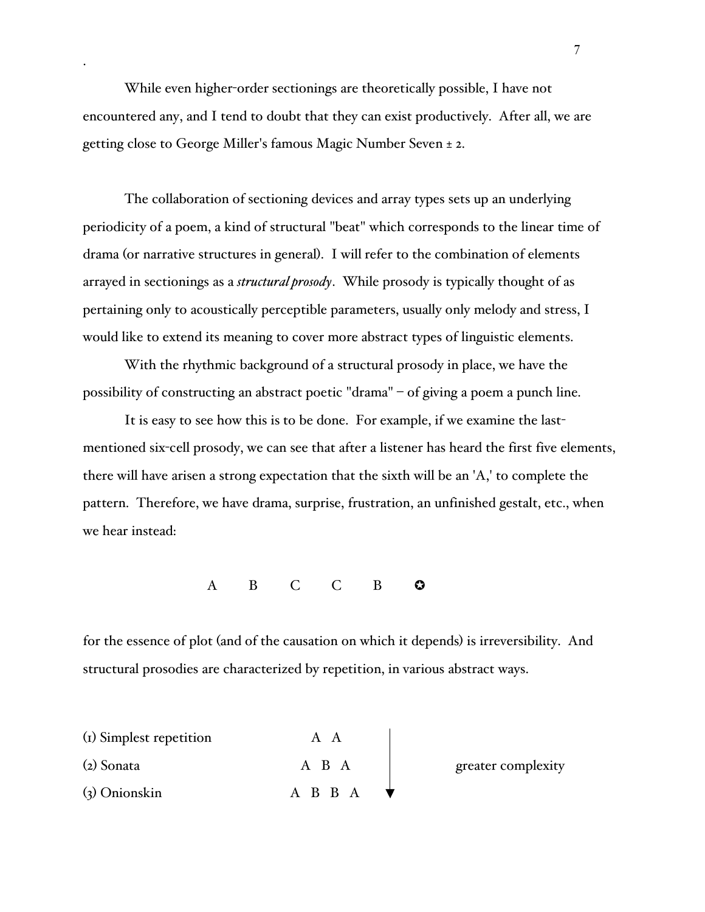While even higher-order sectionings are theoretically possible, I have not encountered any, and I tend to doubt that they can exist productively. After all, we are getting close to George Miller's famous Magic Number Seven ± 2.

The collaboration of sectioning devices and array types sets up an underlying periodicity of a poem, a kind of structural "beat" which corresponds to the linear time of drama (or narrative structures in general). I will refer to the combination of elements arrayed in sectionings as a ***structural prosody***. While prosody is typically thought of as pertaining only to acoustically perceptible parameters, usually only melody and stress, I would like to extend its meaning to cover more abstract types of linguistic elements.

With the rhythmic background of a structural prosody in place, we have the possibility of constructing an abstract poetic "drama" – of giving a poem a punch line.

It is easy to see how this is to be done. For example, if we examine the last-mentioned six-cell prosody, we can see that after a listener has heard the first five elements, there will have arisen a strong expectation that the sixth will be an 'A,' to complete the pattern. Therefore, we have drama, surprise, frustration, an unfinished gestalt, etc., when we hear instead:

A B C C B ✪

for the essence of plot (and of the causation on which it depends) is irreversibility. And structural prosodies are characterized by repetition, in various abstract ways.

| | | |
|---|---|---|
| (1) Simplest repetition | A A | greater complexity ↓ |
| (2) Sonata | A B A | |
| (3) Onionskin | A B B A | |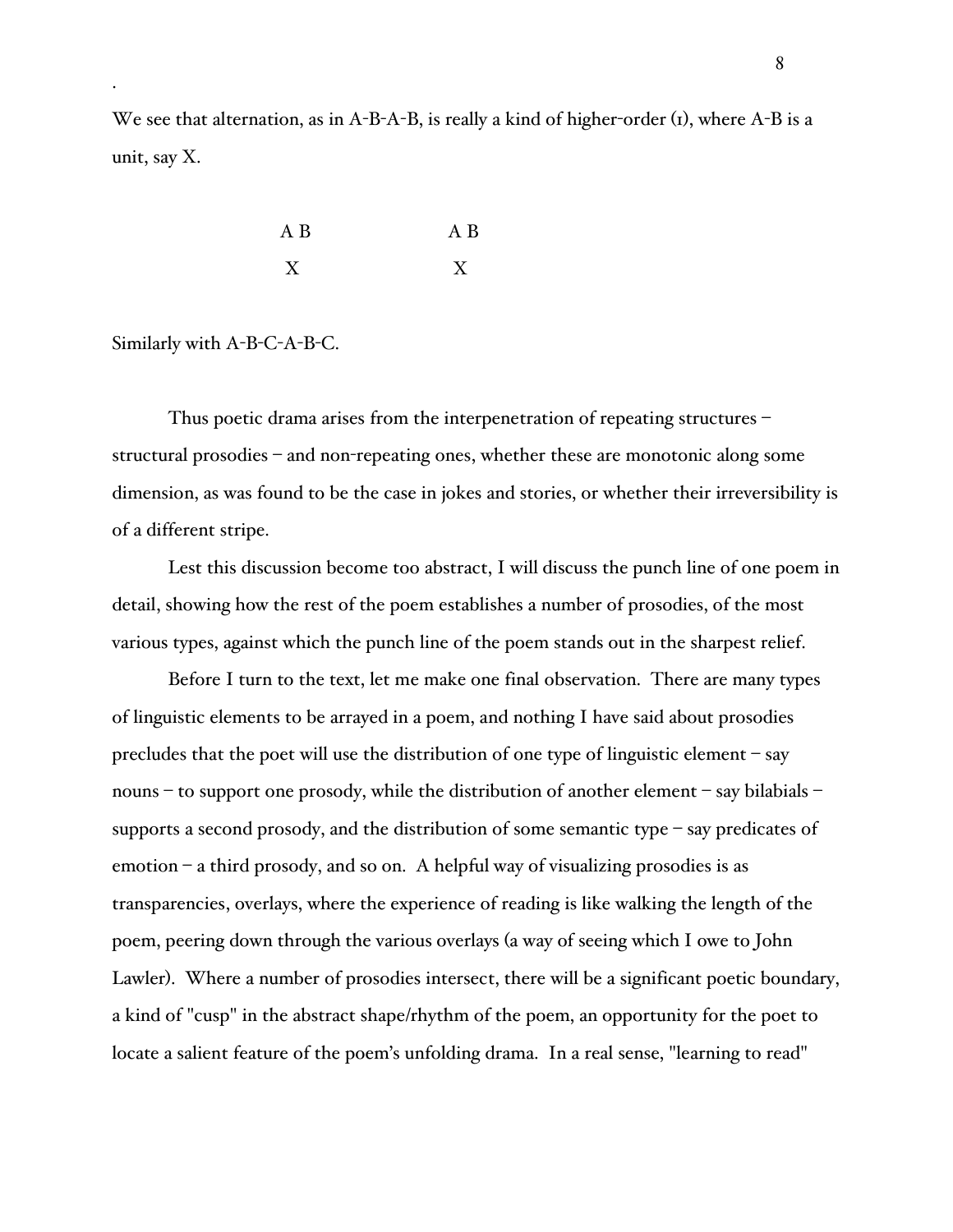We see that alternation, as in A-B-A-B, is really a kind of higher-order (1), where A-B is a unit, say X.

```
        A B          A B
         X            X
```

Similarly with A-B-C-A-B-C.

Thus poetic drama arises from the interpenetration of repeating structures – structural prosodies – and non-repeating ones, whether these are monotonic along some dimension, as was found to be the case in jokes and stories, or whether their irreversibility is of a different stripe.

Lest this discussion become too abstract, I will discuss the punch line of one poem in detail, showing how the rest of the poem establishes a number of prosodies, of the most various types, against which the punch line of the poem stands out in the sharpest relief.

Before I turn to the text, let me make one final observation. There are many types of linguistic elements to be arrayed in a poem, and nothing I have said about prosodies precludes that the poet will use the distribution of one type of linguistic element – say nouns – to support one prosody, while the distribution of another element – say bilabials – supports a second prosody, and the distribution of some semantic type – say predicates of emotion – a third prosody, and so on. A helpful way of visualizing prosodies is as transparencies, overlays, where the experience of reading is like walking the length of the poem, peering down through the various overlays (a way of seeing which I owe to John Lawler). Where a number of prosodies intersect, there will be a significant poetic boundary, a kind of "cusp" in the abstract shape/rhythm of the poem, an opportunity for the poet to locate a salient feature of the poem's unfolding drama. In a real sense, "learning to read"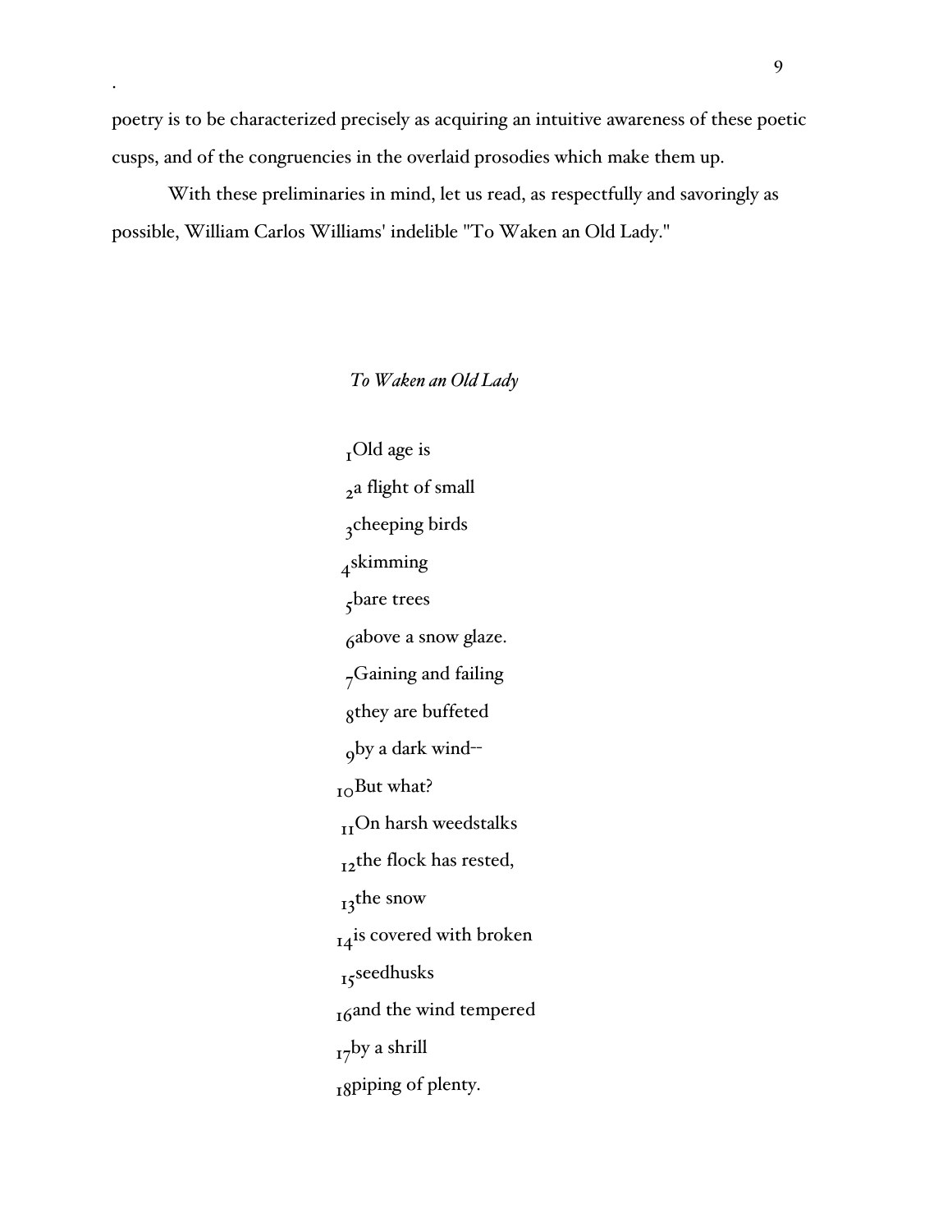poetry is to be characterized precisely as acquiring an intuitive awareness of these poetic cusps, and of the congruencies in the overlaid prosodies which make them up.

With these preliminaries in mind, let us read, as respectfully and savoringly as possible, William Carlos Williams' indelible "To Waken an Old Lady."

*To Waken an Old Lady*

$_{1}$Old age is
$_{2}$a flight of small
$_{3}$cheeping birds
$_{4}$skimming
$_{5}$bare trees
$_{6}$above a snow glaze.
$_{7}$Gaining and failing
$_{8}$they are buffeted
$_{9}$by a dark wind--
$_{10}$But what?
$_{11}$On harsh weedstalks
$_{12}$the flock has rested,
$_{13}$the snow
$_{14}$is covered with broken
$_{15}$seedhusks
$_{16}$and the wind tempered
$_{17}$by a shrill
$_{18}$piping of plenty.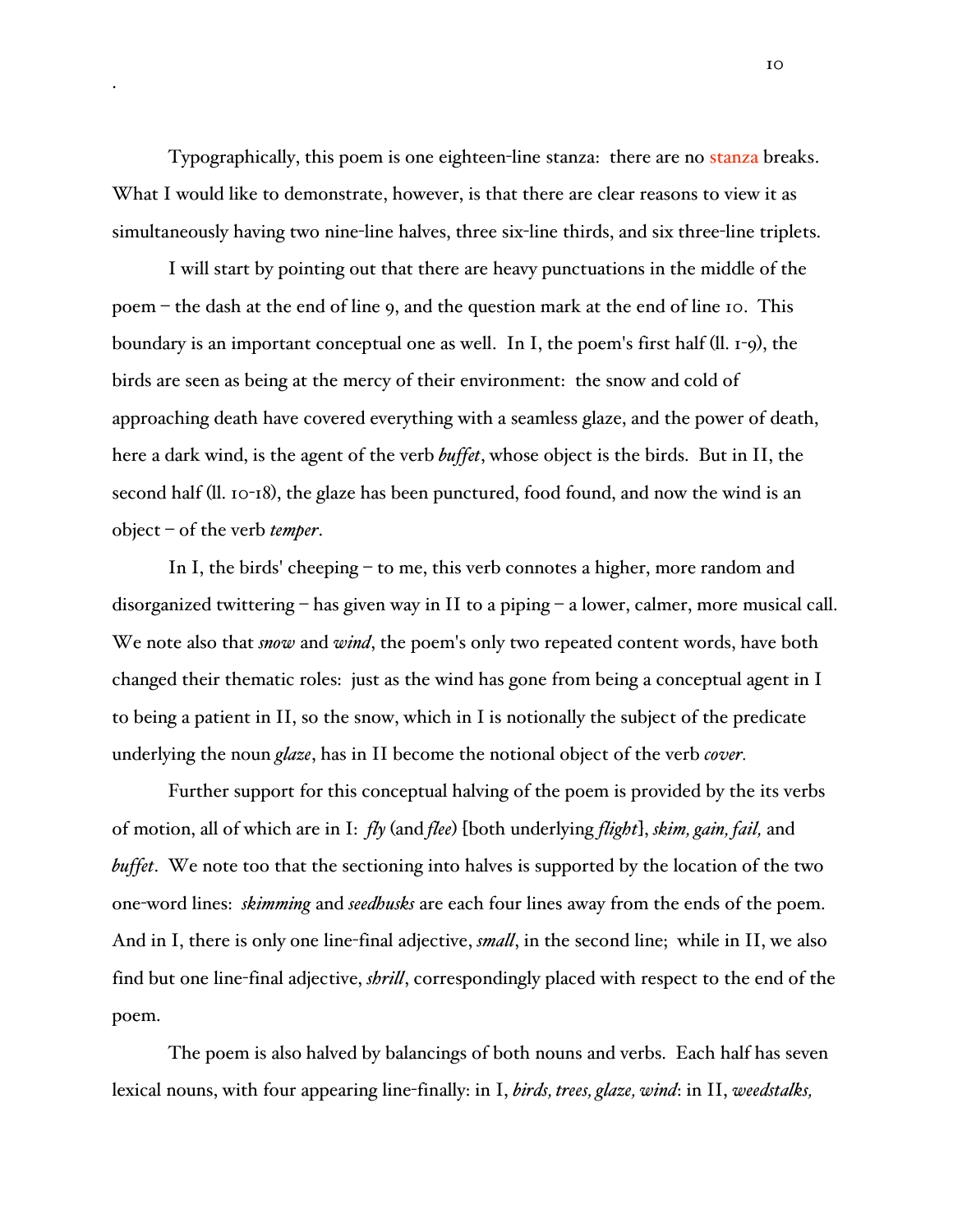Typographically, this poem is one eighteen-line stanza: there are no stanza breaks. What I would like to demonstrate, however, is that there are clear reasons to view it as simultaneously having two nine-line halves, three six-line thirds, and six three-line triplets.

I will start by pointing out that there are heavy punctuations in the middle of the poem – the dash at the end of line 9, and the question mark at the end of line 10. This boundary is an important conceptual one as well. In I, the poem's first half (ll. 1-9), the birds are seen as being at the mercy of their environment: the snow and cold of approaching death have covered everything with a seamless glaze, and the power of death, here a dark wind, is the agent of the verb *buffet*, whose object is the birds. But in II, the second half (ll. 10-18), the glaze has been punctured, food found, and now the wind is an object – of the verb *temper*.

In I, the birds' cheeping – to me, this verb connotes a higher, more random and disorganized twittering – has given way in II to a piping – a lower, calmer, more musical call. We note also that *snow* and *wind*, the poem's only two repeated content words, have both changed their thematic roles: just as the wind has gone from being a conceptual agent in I to being a patient in II, so the snow, which in I is notionally the subject of the predicate underlying the noun *glaze*, has in II become the notional object of the verb *cover.*

Further support for this conceptual halving of the poem is provided by the its verbs of motion, all of which are in I: *fly* (and *flee*) [both underlying *flight*], *skim, gain, fail,* and *buffet*. We note too that the sectioning into halves is supported by the location of the two one-word lines: *skimming* and *seedhusks* are each four lines away from the ends of the poem. And in I, there is only one line-final adjective, *small*, in the second line; while in II, we also find but one line-final adjective, *shrill*, correspondingly placed with respect to the end of the poem.

The poem is also halved by balancings of both nouns and verbs. Each half has seven lexical nouns, with four appearing line-finally: in I, *birds, trees, glaze, wind*: in II, *weedstalks,*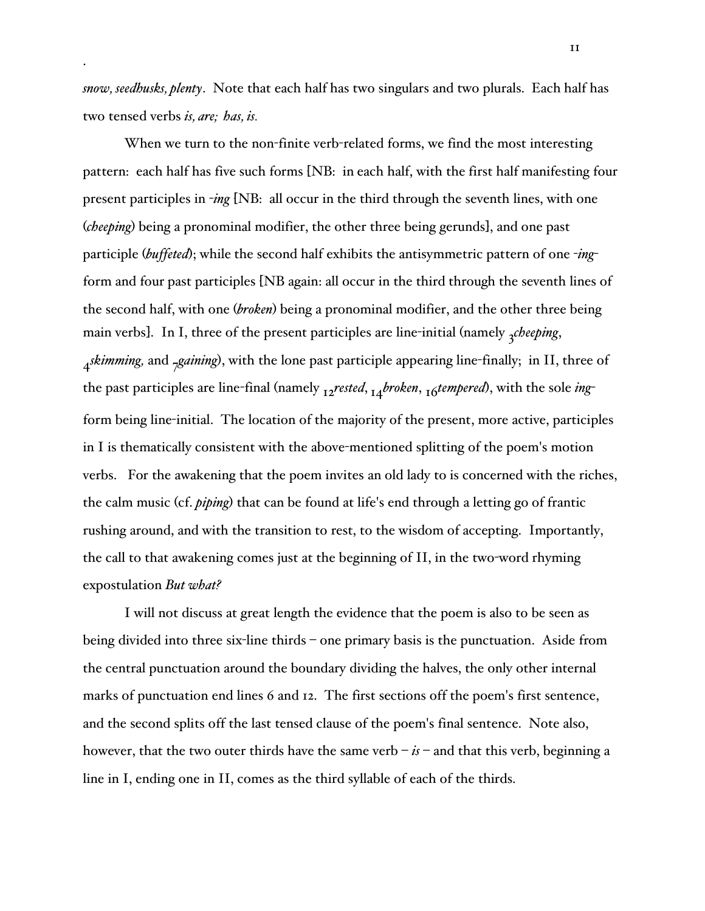*snow, seedhusks, plenty*. Note that each half has two singulars and two plurals. Each half has two tensed verbs *is, are; has, is.*

When we turn to the non-finite verb-related forms, we find the most interesting pattern: each half has five such forms [NB: in each half, with the first half manifesting four present participles in *-ing* [NB: all occur in the third through the seventh lines, with one (*cheeping*) being a pronominal modifier, the other three being gerunds], and one past participle (*buffeted*); while the second half exhibits the antisymmetric pattern of one *-ing*-form and four past participles [NB again: all occur in the third through the seventh lines of the second half, with one (*broken*) being a pronominal modifier, and the other three being main verbs]. In I, three of the present participles are line-initial (namely $_3$*cheeping*, $_4$*skimming,* and $_7$*gaining*), with the lone past participle appearing line-finally; in II, three of the past participles are line-final (namely $_{12}$*rested*, $_{14}$*broken*, $_{16}$*tempered*), with the sole *ing*-form being line-initial. The location of the majority of the present, more active, participles in I is thematically consistent with the above-mentioned splitting of the poem's motion verbs. For the awakening that the poem invites an old lady to is concerned with the riches, the calm music (cf. *piping*) that can be found at life's end through a letting go of frantic rushing around, and with the transition to rest, to the wisdom of accepting. Importantly, the call to that awakening comes just at the beginning of II, in the two-word rhyming expostulation *But what?*

I will not discuss at great length the evidence that the poem is also to be seen as being divided into three six-line thirds – one primary basis is the punctuation. Aside from the central punctuation around the boundary dividing the halves, the only other internal marks of punctuation end lines 6 and 12. The first sections off the poem's first sentence, and the second splits off the last tensed clause of the poem's final sentence. Note also, however, that the two outer thirds have the same verb – *is* – and that this verb, beginning a line in I, ending one in II, comes as the third syllable of each of the thirds.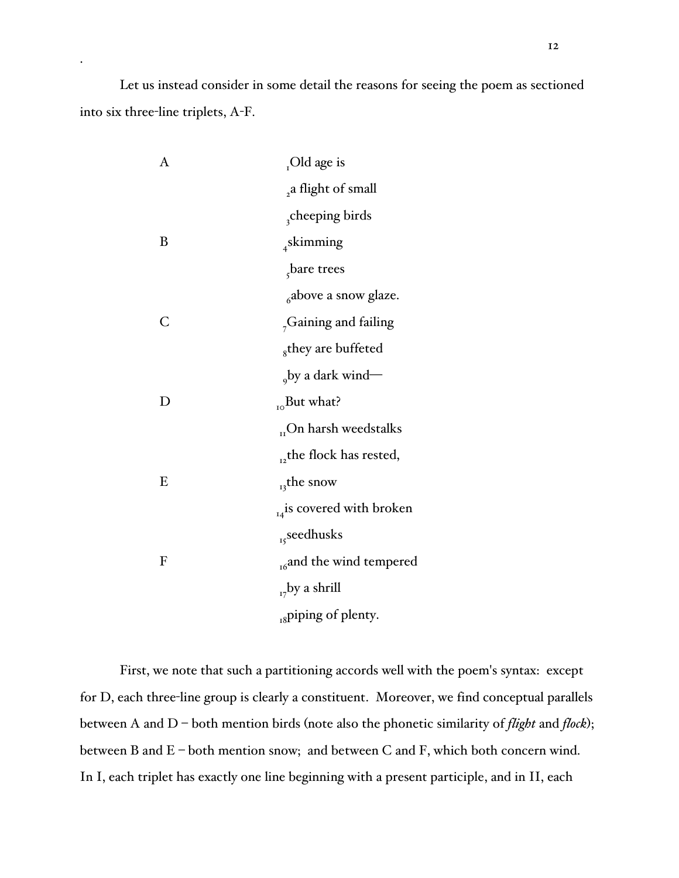Let us instead consider in some detail the reasons for seeing the poem as sectioned into six three-line triplets, A-F.

| | |
|---|---|
| A | [1]Old age is |
| | [2]a flight of small |
| | [3]cheeping birds |
| B | [4]skimming |
| | [5]bare trees |
| | [6]above a snow glaze. |
| C | [7]Gaining and failing |
| | [8]they are buffeted |
| | [9]by a dark wind— |
| D | [10]But what? |
| | [11]On harsh weedstalks |
| | [12]the flock has rested, |
| E | [13]the snow |
| | [14]is covered with broken |
| | [15]seedhusks |
| F | [16]and the wind tempered |
| | [17]by a shrill |
| | [18]piping of plenty. |

First, we note that such a partitioning accords well with the poem's syntax: except for D, each three-line group is clearly a constituent. Moreover, we find conceptual parallels between A and D – both mention birds (note also the phonetic similarity of *flight* and *flock*); between B and E – both mention snow; and between C and F, which both concern wind. In I, each triplet has exactly one line beginning with a present participle, and in II, each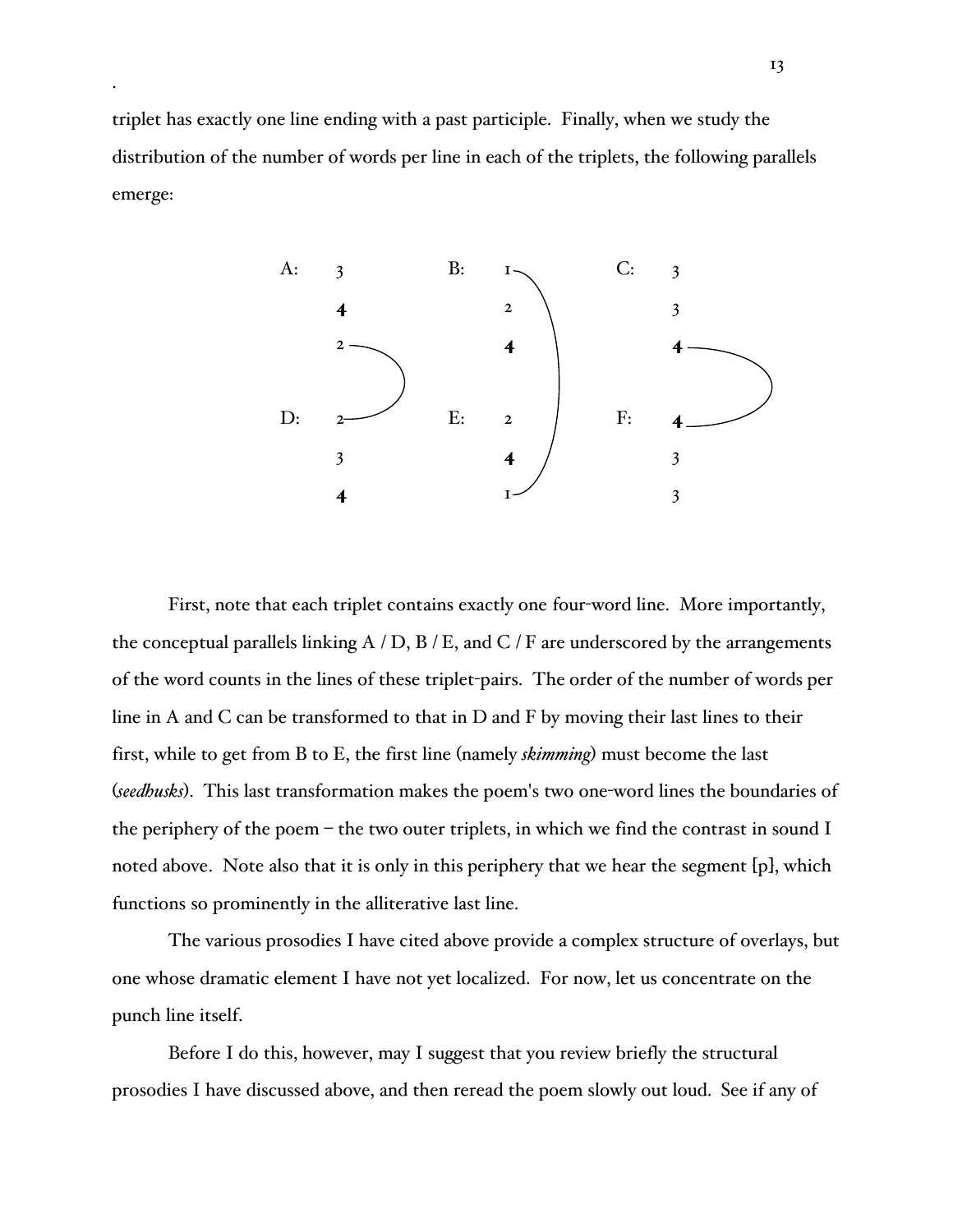triplet has exactly one line ending with a past participle. Finally, when we study the distribution of the number of words per line in each of the triplets, the following parallels emerge:

| A: | | B: | | C: | |
|---|---|---|---|---|---|
| | 3 | | 1 | | 3 |
| | **4** | | 2 | | 3 |
| | 2 | | **4** | | **4** |
| **D:** | 2 | **E:** | 2 | **F:** | **4** |
| | 3 | | **4** | | 3 |
| | **4** | | 1 | | 3 |

First, note that each triplet contains exactly one four-word line. More importantly, the conceptual parallels linking A / D, B / E, and C / F are underscored by the arrangements of the word counts in the lines of these triplet-pairs. The order of the number of words per line in A and C can be transformed to that in D and F by moving their last lines to their first, while to get from B to E, the first line (namely *skimming*) must become the last (*seedhusks*). This last transformation makes the poem's two one-word lines the boundaries of the periphery of the poem – the two outer triplets, in which we find the contrast in sound I noted above. Note also that it is only in this periphery that we hear the segment [p], which functions so prominently in the alliterative last line.

The various prosodies I have cited above provide a complex structure of overlays, but one whose dramatic element I have not yet localized. For now, let us concentrate on the punch line itself.

Before I do this, however, may I suggest that you review briefly the structural prosodies I have discussed above, and then reread the poem slowly out loud. See if any of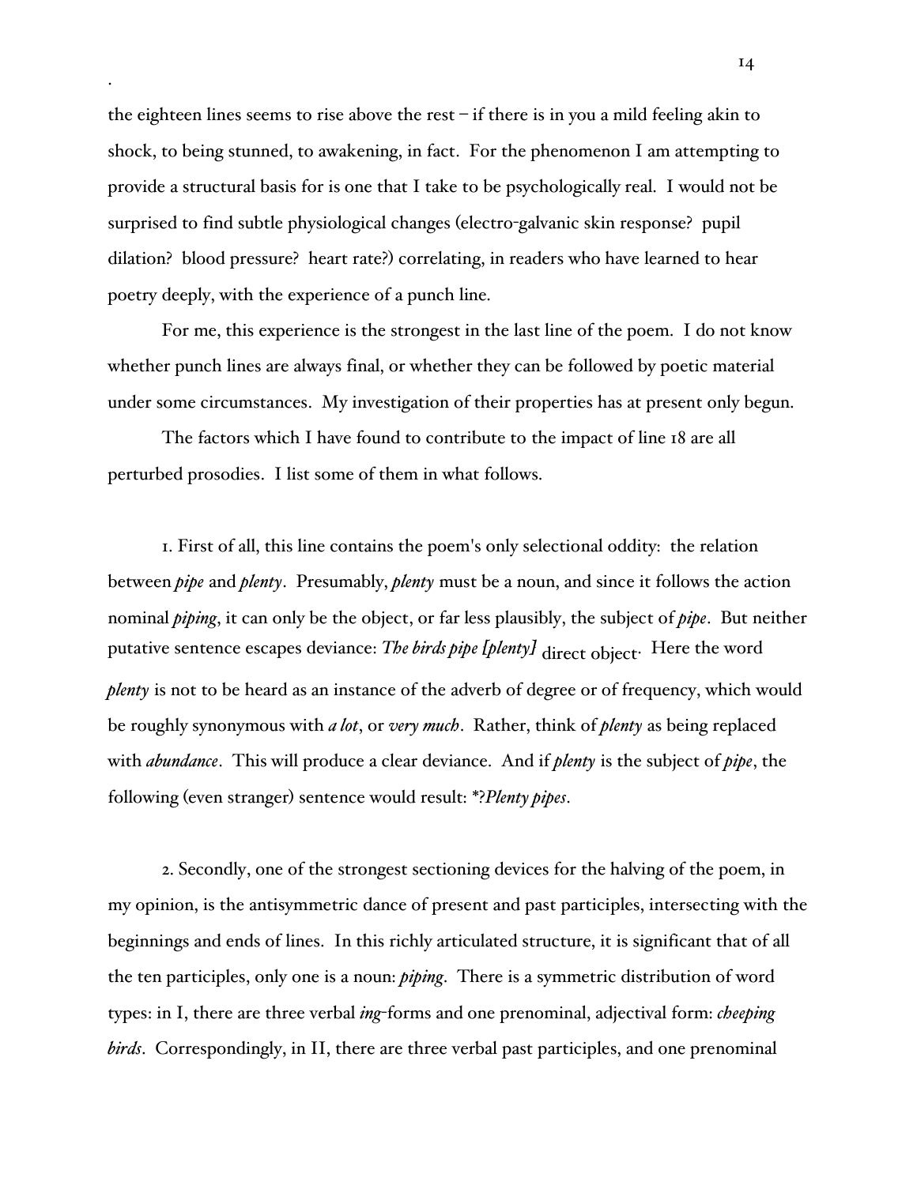the eighteen lines seems to rise above the rest – if there is in you a mild feeling akin to shock, to being stunned, to awakening, in fact. For the phenomenon I am attempting to provide a structural basis for is one that I take to be psychologically real. I would not be surprised to find subtle physiological changes (electro-galvanic skin response? pupil dilation? blood pressure? heart rate?) correlating, in readers who have learned to hear poetry deeply, with the experience of a punch line.

For me, this experience is the strongest in the last line of the poem. I do not know whether punch lines are always final, or whether they can be followed by poetic material under some circumstances. My investigation of their properties has at present only begun.

The factors which I have found to contribute to the impact of line 18 are all perturbed prosodies. I list some of them in what follows.

1. First of all, this line contains the poem's only selectional oddity: the relation between ***pipe*** and ***plenty***. Presumably, ***plenty*** must be a noun, and since it follows the action nominal ***piping***, it can only be the object, or far less plausibly, the subject of ***pipe***. But neither putative sentence escapes deviance: ***The birds pipe [plenty]*** $_{\text{direct object}}$. Here the word ***plenty*** is not to be heard as an instance of the adverb of degree or of frequency, which would be roughly synonymous with ***a lot***, or ***very much***. Rather, think of ***plenty*** as being replaced with ***abundance***. This will produce a clear deviance. And if ***plenty*** is the subject of ***pipe***, the following (even stranger) sentence would result: *?***Plenty pipes***.

2. Secondly, one of the strongest sectioning devices for the halving of the poem, in my opinion, is the antisymmetric dance of present and past participles, intersecting with the beginnings and ends of lines. In this richly articulated structure, it is significant that of all the ten participles, only one is a noun: ***piping***. There is a symmetric distribution of word types: in I, there are three verbal ***ing***-forms and one prenominal, adjectival form: ***cheeping birds***. Correspondingly, in II, there are three verbal past participles, and one prenominal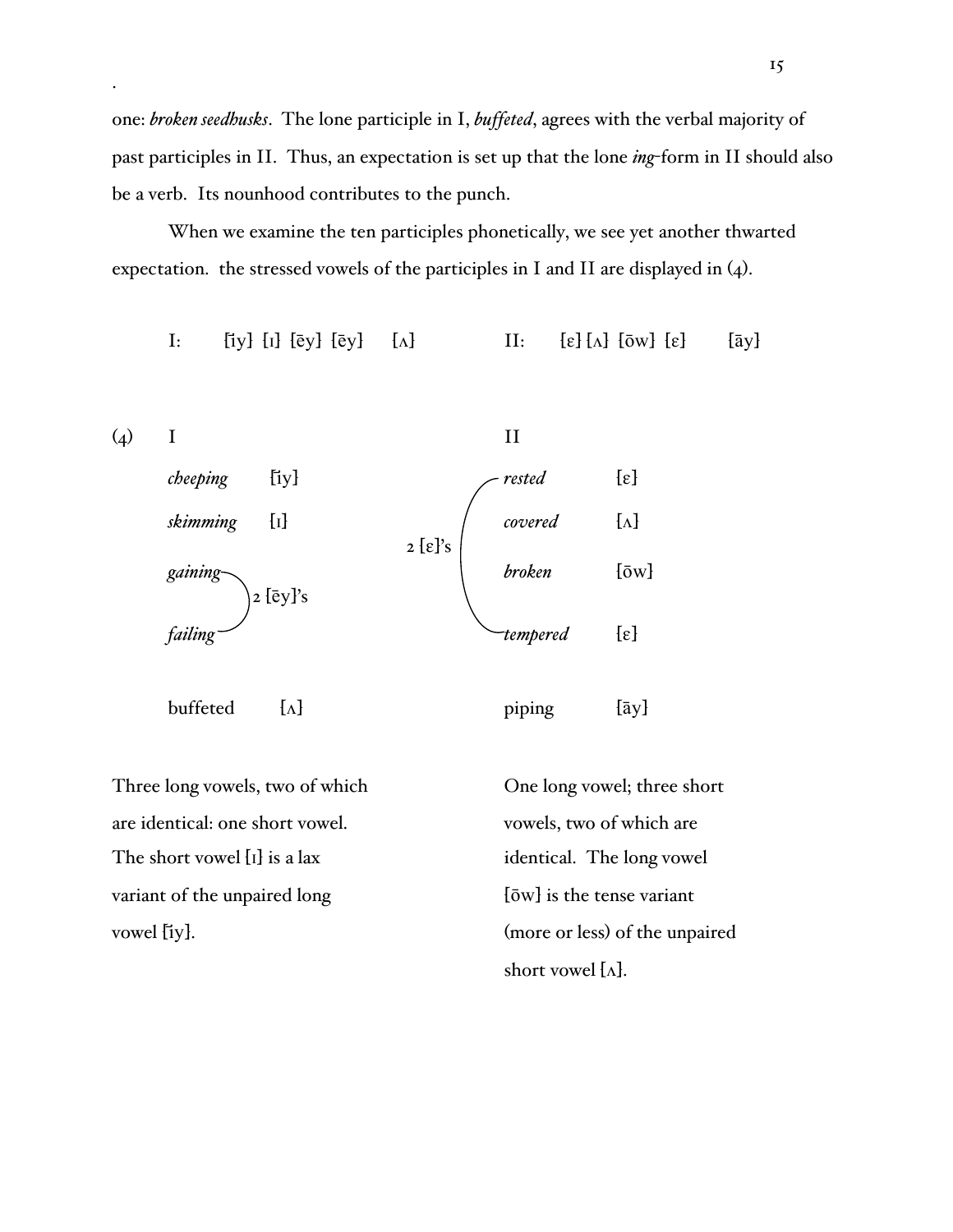one: *broken seedhusks*. The lone participle in I, *buffeted*, agrees with the verbal majority of past participles in II. Thus, an expectation is set up that the lone *ing*-form in II should also be a verb. Its nounhood contributes to the punch.

When we examine the ten participles phonetically, we see yet another thwarted expectation. the stressed vowels of the participles in I and II are displayed in (4).

I: [īy] [ɪ] [ēy] [ēy] [ʌ]   II: [ɛ] [ʌ] [ōw] [ɛ] [āy]

(4)

| I | | | II | |
|---|---|---|---|---|
| *cheeping* | [īy] | | *rested* | [ɛ] |
| *skimming* | [ɪ] | 2 [ɛ]'s (*rested*, *tempered*) | *covered* | [ʌ] |
| *gaining* | 2 [ēy]'s (*gaining*, *failing*) | | *broken* | [ōw] |
| *failing* | | | *tempered* | [ɛ] |
| buffeted | [ʌ] | | piping | [āy] |

Three long vowels, two of which are identical: one short vowel. The short vowel [ɪ] is a lax variant of the unpaired long vowel [īy].

One long vowel; three short vowels, two of which are identical. The long vowel [ōw] is the tense variant (more or less) of the unpaired short vowel [ʌ].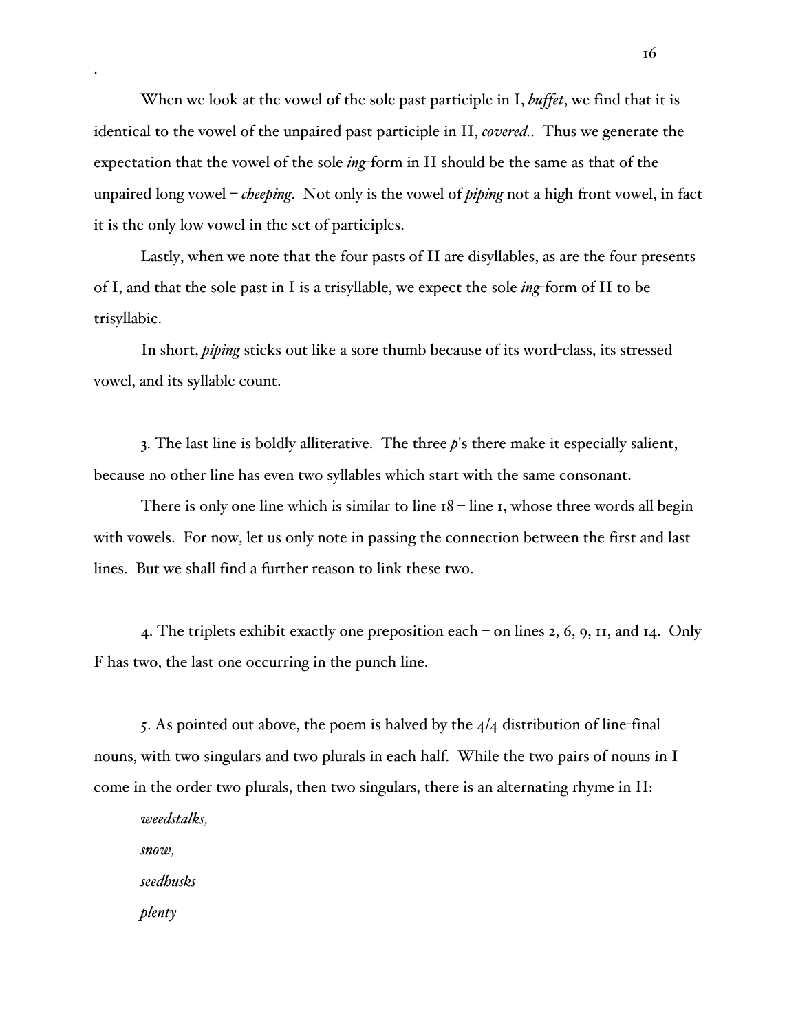When we look at the vowel of the sole past participle in I, *buffet*, we find that it is identical to the vowel of the unpaired past participle in II, *covered*.. Thus we generate the expectation that the vowel of the sole *ing*-form in II should be the same as that of the unpaired long vowel – *cheeping*. Not only is the vowel of *piping* not a high front vowel, in fact it is the only low vowel in the set of participles.

Lastly, when we note that the four pasts of II are disyllables, as are the four presents of I, and that the sole past in I is a trisyllable, we expect the sole *ing*-form of II to be trisyllabic.

In short, *piping* sticks out like a sore thumb because of its word-class, its stressed vowel, and its syllable count.

3. The last line is boldly alliterative. The three *p*'s there make it especially salient, because no other line has even two syllables which start with the same consonant.

There is only one line which is similar to line 18 – line 1, whose three words all begin with vowels. For now, let us only note in passing the connection between the first and last lines. But we shall find a further reason to link these two.

4. The triplets exhibit exactly one preposition each – on lines 2, 6, 9, 11, and 14. Only F has two, the last one occurring in the punch line.

5. As pointed out above, the poem is halved by the 4/4 distribution of line-final nouns, with two singulars and two plurals in each half. While the two pairs of nouns in I come in the order two plurals, then two singulars, there is an alternating rhyme in II:

*weedstalks,*
*snow,*
*seedhusks*
*plenty*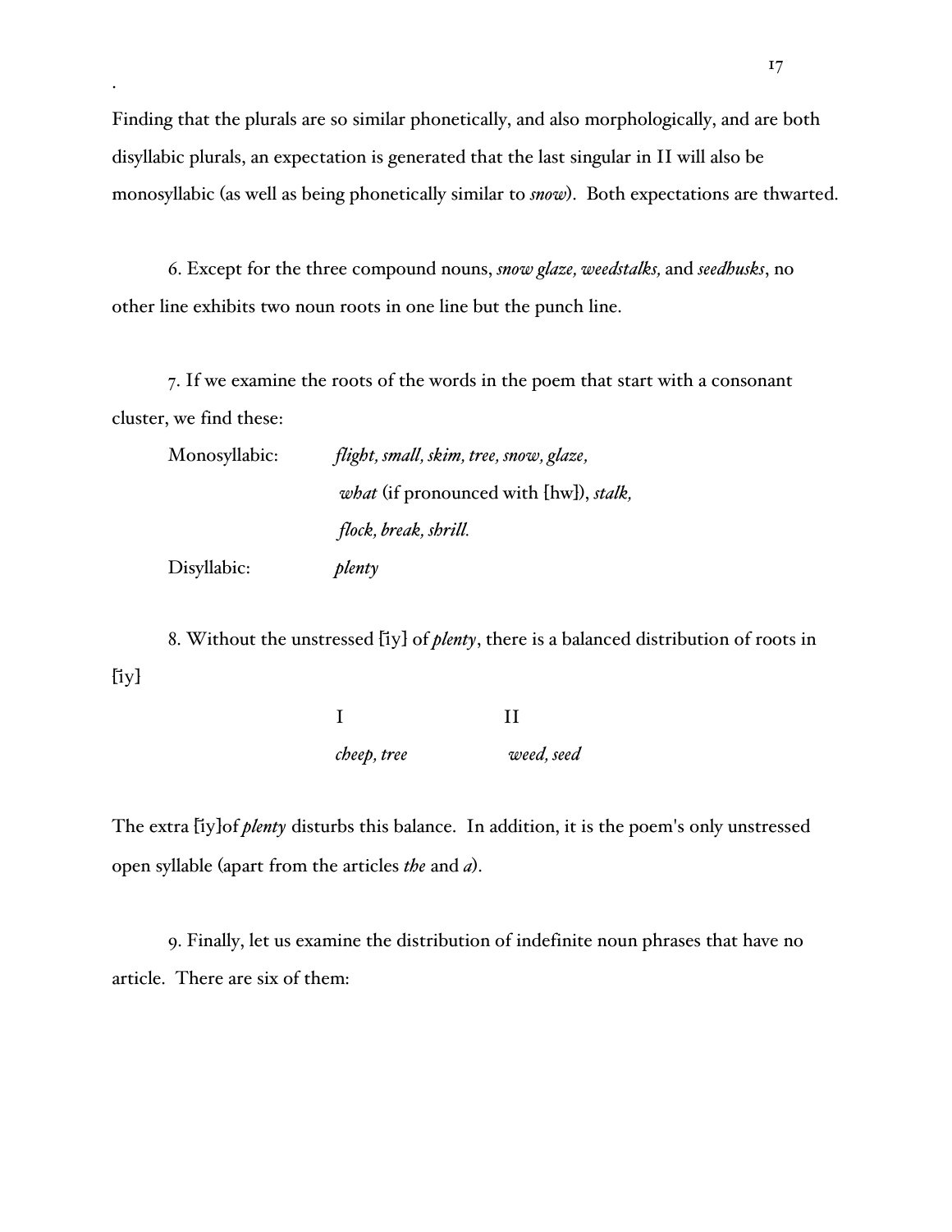Finding that the plurals are so similar phonetically, and also morphologically, and are both disyllabic plurals, an expectation is generated that the last singular in II will also be monosyllabic (as well as being phonetically similar to *snow*). Both expectations are thwarted.

6. Except for the three compound nouns, *snow glaze, weedstalks,* and *seedhusks*, no other line exhibits two noun roots in one line but the punch line.

7. If we examine the roots of the words in the poem that start with a consonant cluster, we find these:

| | |
|---|---|
| Monosyllabic: | *flight, small, skim, tree, snow, glaze,* *what* (if pronounced with [hw]), *stalk,* *flock, break, shrill.* |
| Disyllabic: | *plenty* |

8. Without the unstressed [iy] of *plenty*, there is a balanced distribution of roots in [iy]

| I | II |
|---|---|
| *cheep, tree* | *weed, seed* |

The extra [iy] of *plenty* disturbs this balance. In addition, it is the poem's only unstressed open syllable (apart from the articles *the* and *a*).

9. Finally, let us examine the distribution of indefinite noun phrases that have no article. There are six of them: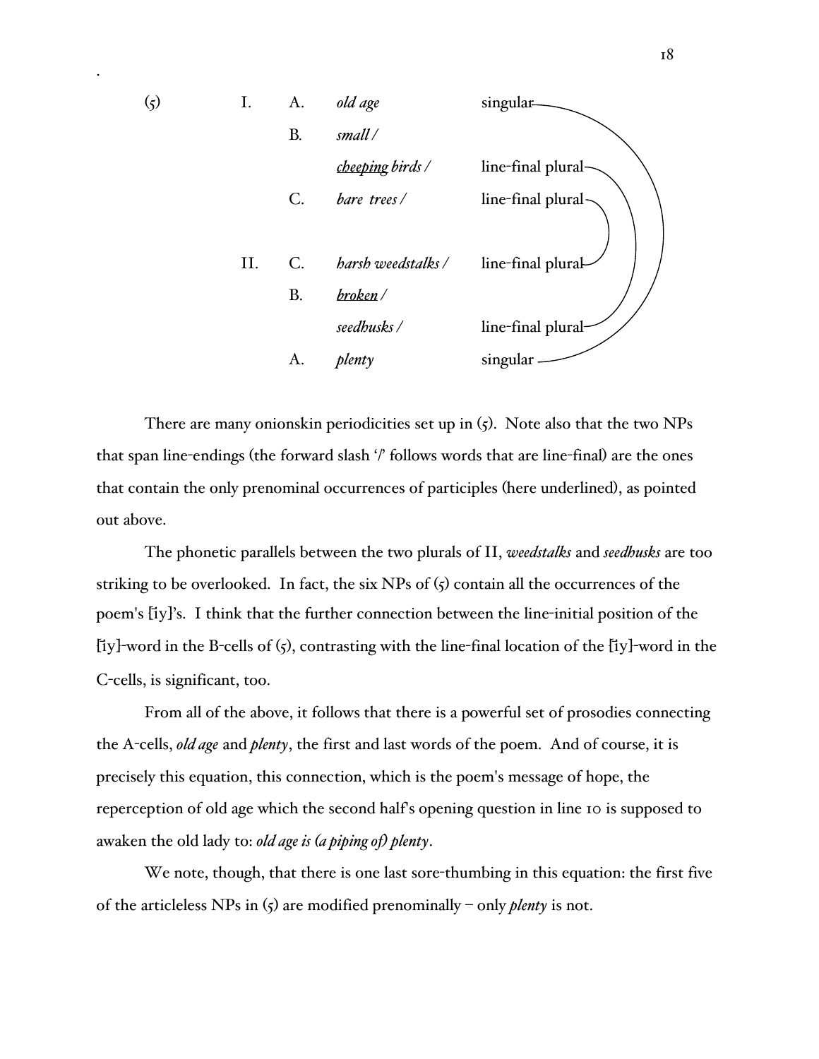(5)

| | | | |
|---|---|---|---|
| I. | A. | *old age* | singular |
| | B. | *small /* | |
| | | *<u>cheeping</u> birds /* | line-final plural |
| | C. | *bare trees /* | line-final plural |
| | | | |
| II. | C. | *harsh weedstalks /* | line-final plural |
| | B. | *<u>broken</u> /* | |
| | | *seedhusks /* | line-final plural |
| | A. | *plenty* | singular |

There are many onionskin periodicities set up in (5). Note also that the two NPs that span line-endings (the forward slash '/' follows words that are line-final) are the ones that contain the only prenominal occurrences of participles (here underlined), as pointed out above.

The phonetic parallels between the two plurals of II, *weedstalks* and *seedhusks* are too striking to be overlooked. In fact, the six NPs of (5) contain all the occurrences of the poem's [iy]'s. I think that the further connection between the line-initial position of the [iy]-word in the B-cells of (5), contrasting with the line-final location of the [iy]-word in the C-cells, is significant, too.

From all of the above, it follows that there is a powerful set of prosodies connecting the A-cells, *old age* and *plenty*, the first and last words of the poem. And of course, it is precisely this equation, this connection, which is the poem's message of hope, the reperception of old age which the second half's opening question in line 10 is supposed to awaken the old lady to: *old age is (a piping of) plenty*.

We note, though, that there is one last sore-thumbing in this equation: the first five of the articleless NPs in (5) are modified prenominally – only *plenty* is not.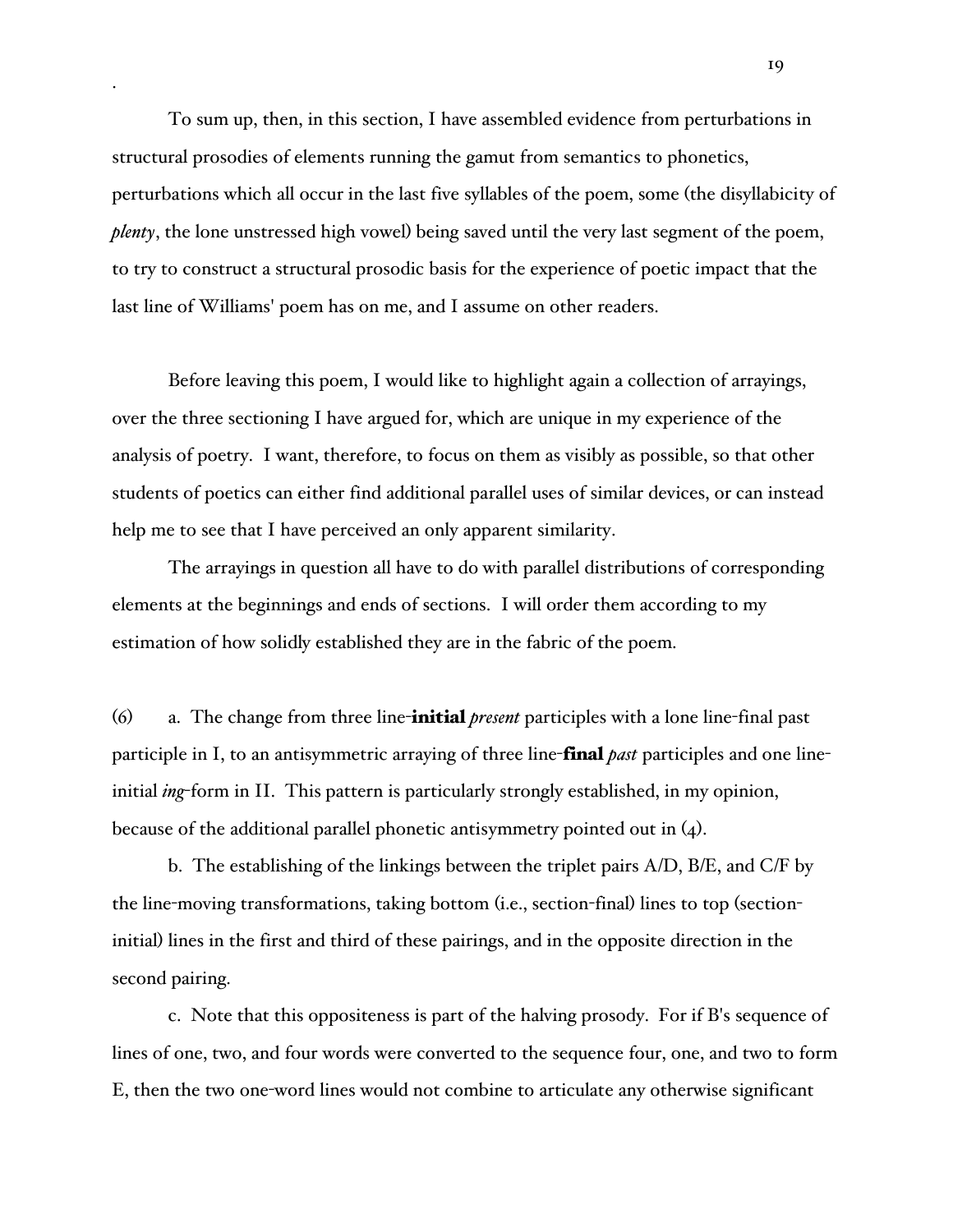To sum up, then, in this section, I have assembled evidence from perturbations in structural prosodies of elements running the gamut from semantics to phonetics, perturbations which all occur in the last five syllables of the poem, some (the disyllabicity of *plenty*, the lone unstressed high vowel) being saved until the very last segment of the poem, to try to construct a structural prosodic basis for the experience of poetic impact that the last line of Williams' poem has on me, and I assume on other readers.

Before leaving this poem, I would like to highlight again a collection of arrayings, over the three sectioning I have argued for, which are unique in my experience of the analysis of poetry. I want, therefore, to focus on them as visibly as possible, so that other students of poetics can either find additional parallel uses of similar devices, or can instead help me to see that I have perceived an only apparent similarity.

The arrayings in question all have to do with parallel distributions of corresponding elements at the beginnings and ends of sections. I will order them according to my estimation of how solidly established they are in the fabric of the poem.

(6) a. The change from three line-**initial** *present* participles with a lone line-final past participle in I, to an antisymmetric arraying of three line-**final** *past* participles and one line-initial *ing*-form in II. This pattern is particularly strongly established, in my opinion, because of the additional parallel phonetic antisymmetry pointed out in (4).

b. The establishing of the linkings between the triplet pairs A/D, B/E, and C/F by the line-moving transformations, taking bottom (i.e., section-final) lines to top (section-initial) lines in the first and third of these pairings, and in the opposite direction in the second pairing.

c. Note that this oppositeness is part of the halving prosody. For if B's sequence of lines of one, two, and four words were converted to the sequence four, one, and two to form E, then the two one-word lines would not combine to articulate any otherwise significant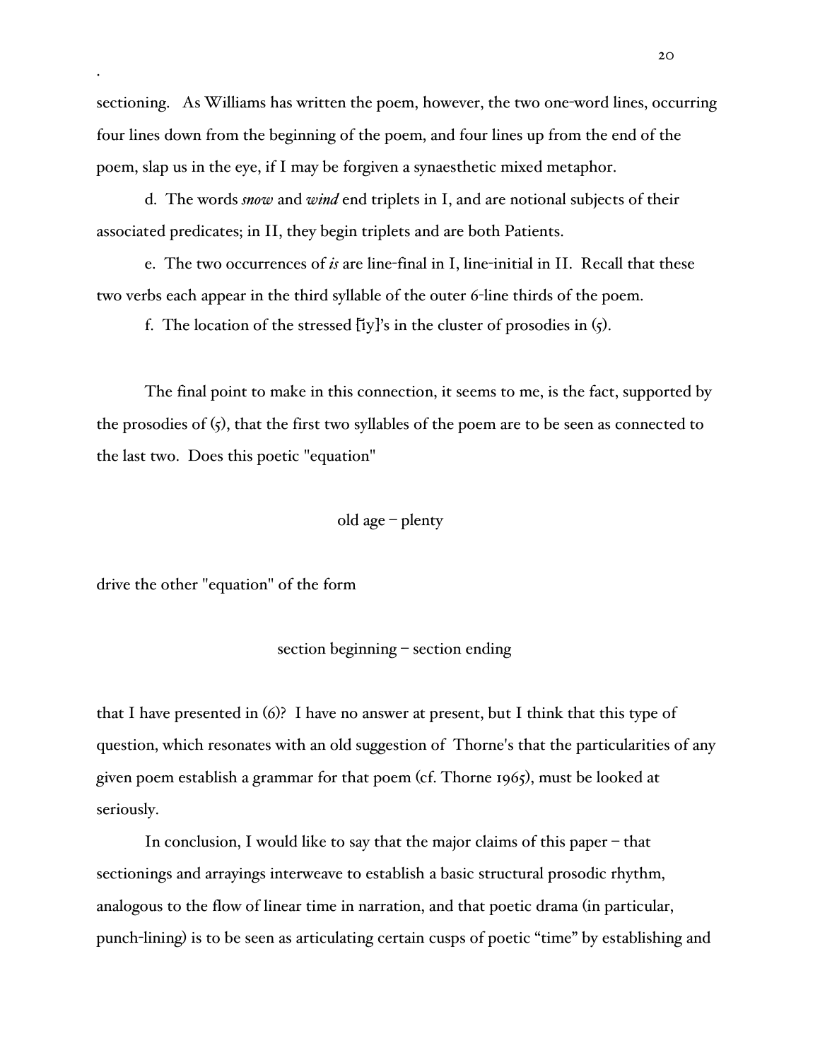sectioning. As Williams has written the poem, however, the two one-word lines, occurring four lines down from the beginning of the poem, and four lines up from the end of the poem, slap us in the eye, if I may be forgiven a synaesthetic mixed metaphor.

d. The words *snow* and *wind* end triplets in I, and are notional subjects of their associated predicates; in II, they begin triplets and are both Patients.

e. The two occurrences of *is* are line-final in I, line-initial in II. Recall that these two verbs each appear in the third syllable of the outer 6-line thirds of the poem.

f. The location of the stressed [iy]'s in the cluster of prosodies in (5).

The final point to make in this connection, it seems to me, is the fact, supported by the prosodies of (5), that the first two syllables of the poem are to be seen as connected to the last two. Does this poetic "equation"

old age – plenty

drive the other "equation" of the form

section beginning – section ending

that I have presented in (6)? I have no answer at present, but I think that this type of question, which resonates with an old suggestion of Thorne's that the particularities of any given poem establish a grammar for that poem (cf. Thorne 1965), must be looked at seriously.

In conclusion, I would like to say that the major claims of this paper – that sectionings and arrayings interweave to establish a basic structural prosodic rhythm, analogous to the flow of linear time in narration, and that poetic drama (in particular, punch-lining) is to be seen as articulating certain cusps of poetic "time" by establishing and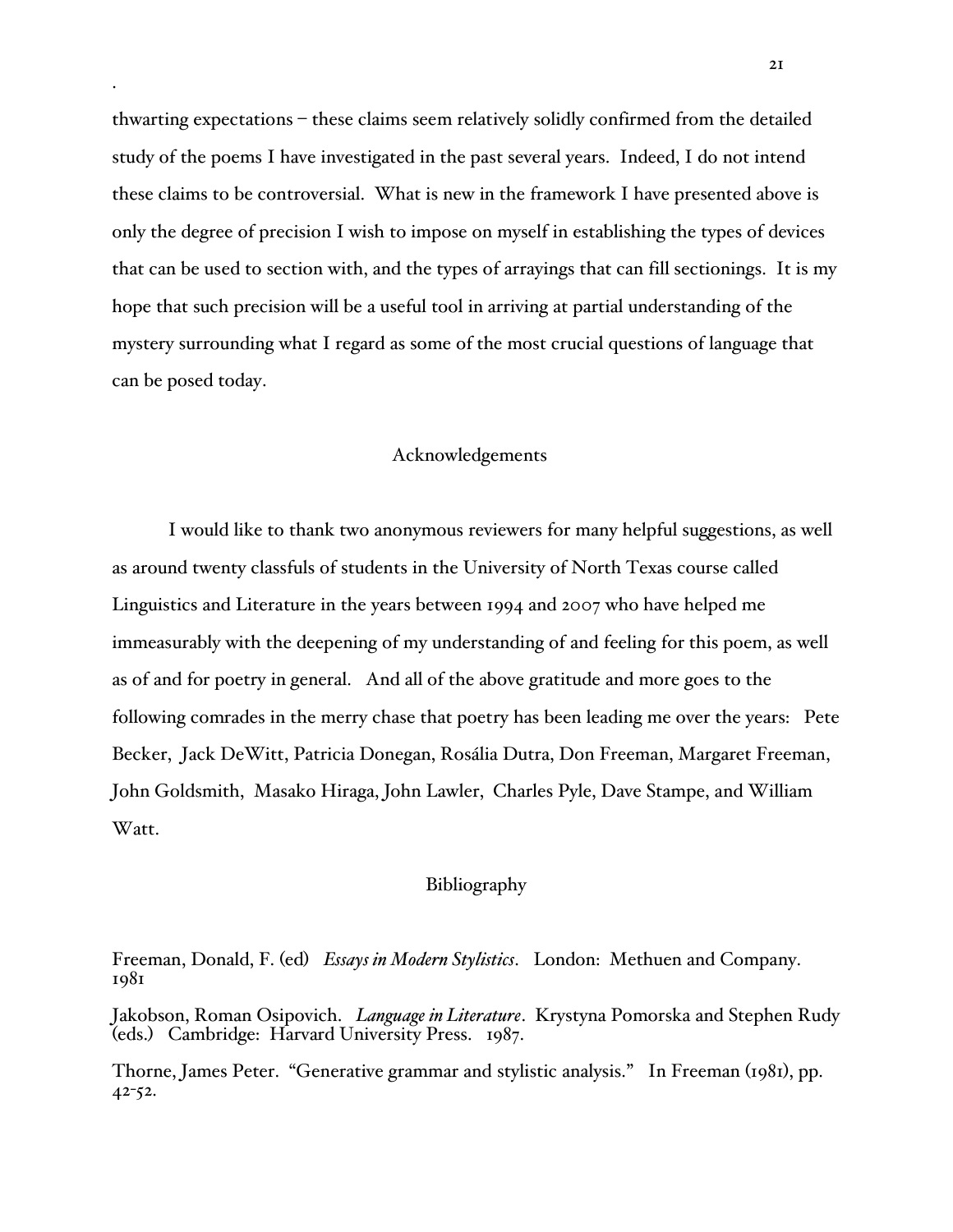thwarting expectations – these claims seem relatively solidly confirmed from the detailed study of the poems I have investigated in the past several years. Indeed, I do not intend these claims to be controversial. What is new in the framework I have presented above is only the degree of precision I wish to impose on myself in establishing the types of devices that can be used to section with, and the types of arrayings that can fill sectionings. It is my hope that such precision will be a useful tool in arriving at partial understanding of the mystery surrounding what I regard as some of the most crucial questions of language that can be posed today.

## Acknowledgements

I would like to thank two anonymous reviewers for many helpful suggestions, as well as around twenty classfuls of students in the University of North Texas course called Linguistics and Literature in the years between 1994 and 2007 who have helped me immeasurably with the deepening of my understanding of and feeling for this poem, as well as of and for poetry in general. And all of the above gratitude and more goes to the following comrades in the merry chase that poetry has been leading me over the years: Pete Becker, Jack DeWitt, Patricia Donegan, Rosália Dutra, Don Freeman, Margaret Freeman, John Goldsmith, Masako Hiraga, John Lawler, Charles Pyle, Dave Stampe, and William Watt.

## Bibliography

Freeman, Donald, F. (ed) *Essays in Modern Stylistics*. London: Methuen and Company. 1981

Jakobson, Roman Osipovich. *Language in Literature*. Krystyna Pomorska and Stephen Rudy (eds.) Cambridge: Harvard University Press. 1987.

Thorne, James Peter. "Generative grammar and stylistic analysis." In Freeman (1981), pp. 42-52.